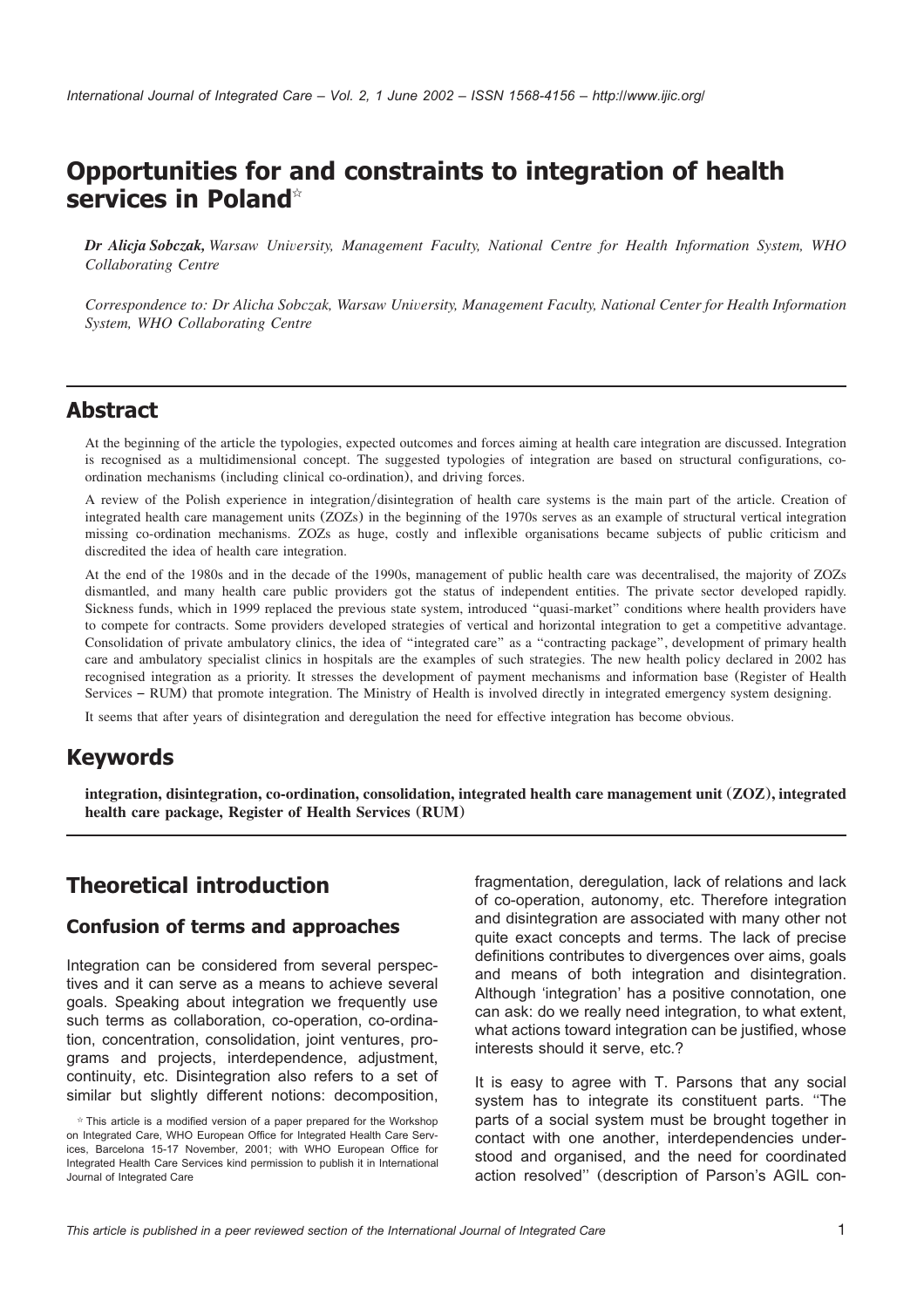# Opportunities for and constraints to integration of health services in Poland☆

***Dr Alicja Sobczak,*** *Warsaw University, Management Faculty, National Centre for Health Information System, WHO Collaborating Centre*

*Correspondence to: Dr Alicha Sobczak, Warsaw University, Management Faculty, National Center for Health Information System, WHO Collaborating Centre*

## Abstract

At the beginning of the article the typologies, expected outcomes and forces aiming at health care integration are discussed. Integration is recognised as a multidimensional concept. The suggested typologies of integration are based on structural configurations, co-ordination mechanisms (including clinical co-ordination), and driving forces.

A review of the Polish experience in integration/disintegration of health care systems is the main part of the article. Creation of integrated health care management units (ZOZs) in the beginning of the 1970s serves as an example of structural vertical integration missing co-ordination mechanisms. ZOZs as huge, costly and inflexible organisations became subjects of public criticism and discredited the idea of health care integration.

At the end of the 1980s and in the decade of the 1990s, management of public health care was decentralised, the majority of ZOZs dismantled, and many health care public providers got the status of independent entities. The private sector developed rapidly. Sickness funds, which in 1999 replaced the previous state system, introduced "quasi-market" conditions where health providers have to compete for contracts. Some providers developed strategies of vertical and horizontal integration to get a competitive advantage. Consolidation of private ambulatory clinics, the idea of "integrated care" as a "contracting package", development of primary health care and ambulatory specialist clinics in hospitals are the examples of such strategies. The new health policy declared in 2002 has recognised integration as a priority. It stresses the development of payment mechanisms and information base (Register of Health Services – RUM) that promote integration. The Ministry of Health is involved directly in integrated emergency system designing.

It seems that after years of disintegration and deregulation the need for effective integration has become obvious.

## Keywords

**integration, disintegration, co-ordination, consolidation, integrated health care management unit (ZOZ), integrated health care package, Register of Health Services (RUM)**

## Theoretical introduction

### Confusion of terms and approaches

Integration can be considered from several perspectives and it can serve as a means to achieve several goals. Speaking about integration we frequently use such terms as collaboration, co-operation, co-ordination, concentration, consolidation, joint ventures, programs and projects, interdependence, adjustment, continuity, etc. Disintegration also refers to a set of similar but slightly different notions: decomposition, fragmentation, deregulation, lack of relations and lack of co-operation, autonomy, etc. Therefore integration and disintegration are associated with many other not quite exact concepts and terms. The lack of precise definitions contributes to divergences over aims, goals and means of both integration and disintegration. Although 'integration' has a positive connotation, one can ask: do we really need integration, to what extent, what actions toward integration can be justified, whose interests should it serve, etc.?

It is easy to agree with T. Parsons that any social system has to integrate its constituent parts. "The parts of a social system must be brought together in contact with one another, interdependencies understood and organised, and the need for coordinated action resolved" (description of Parson's AGIL con-

☆ This article is a modified version of a paper prepared for the Workshop on Integrated Care, WHO European Office for Integrated Health Care Services, Barcelona 15-17 November, 2001; with WHO European Office for Integrated Health Care Services kind permission to publish it in International Journal of Integrated Care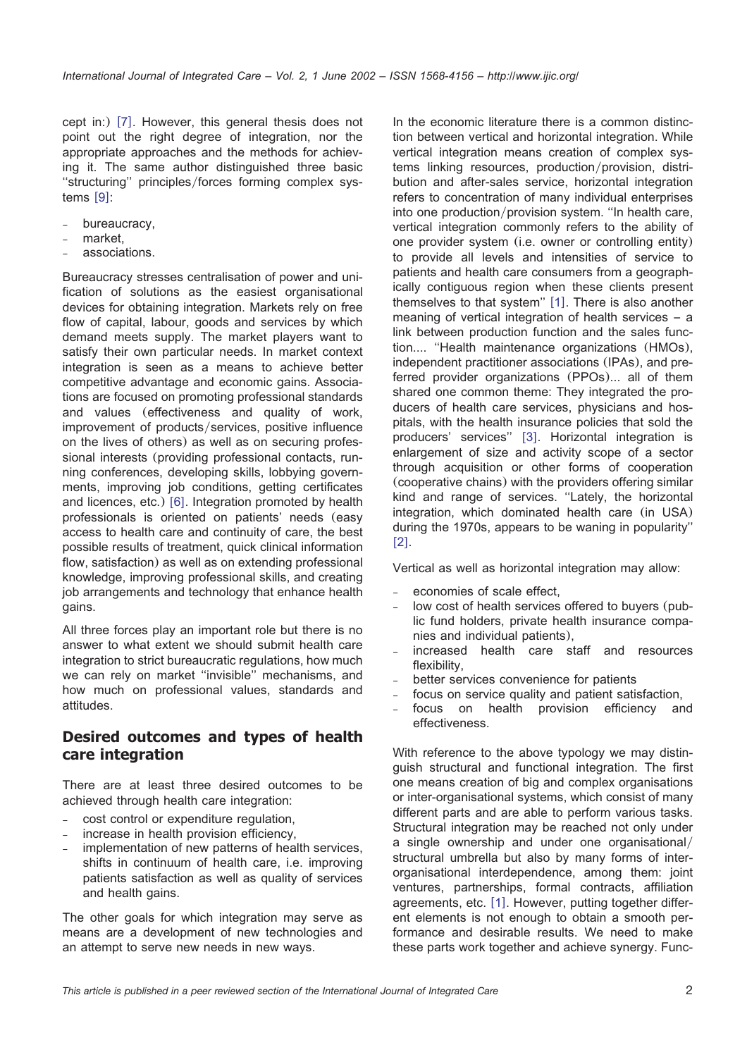cept in:) [7]. However, this general thesis does not point out the right degree of integration, nor the appropriate approaches and the methods for achieving it. The same author distinguished three basic ''structuring'' principles/forces forming complex systems [9]:

- bureaucracy,
- market,
- associations.

Bureaucracy stresses centralisation of power and unification of solutions as the easiest organisational devices for obtaining integration. Markets rely on free flow of capital, labour, goods and services by which demand meets supply. The market players want to satisfy their own particular needs. In market context integration is seen as a means to achieve better competitive advantage and economic gains. Associations are focused on promoting professional standards and values (effectiveness and quality of work, improvement of products/services, positive influence on the lives of others) as well as on securing professional interests (providing professional contacts, running conferences, developing skills, lobbying governments, improving job conditions, getting certificates and licences, etc.) [6]. Integration promoted by health professionals is oriented on patients' needs (easy access to health care and continuity of care, the best possible results of treatment, quick clinical information flow, satisfaction) as well as on extending professional knowledge, improving professional skills, and creating job arrangements and technology that enhance health gains.

All three forces play an important role but there is no answer to what extent we should submit health care integration to strict bureaucratic regulations, how much we can rely on market ''invisible'' mechanisms, and how much on professional values, standards and attitudes.

## Desired outcomes and types of health care integration

There are at least three desired outcomes to be achieved through health care integration:

- cost control or expenditure regulation,
- increase in health provision efficiency,
- implementation of new patterns of health services, shifts in continuum of health care, i.e. improving patients satisfaction as well as quality of services and health gains.

The other goals for which integration may serve as means are a development of new technologies and an attempt to serve new needs in new ways.

In the economic literature there is a common distinction between vertical and horizontal integration. While vertical integration means creation of complex systems linking resources, production/provision, distribution and after-sales service, horizontal integration refers to concentration of many individual enterprises into one production/provision system. ''In health care, vertical integration commonly refers to the ability of one provider system (i.e. owner or controlling entity) to provide all levels and intensities of service to patients and health care consumers from a geographically contiguous region when these clients present themselves to that system'' [1]. There is also another meaning of vertical integration of health services – a link between production function and the sales function.... ''Health maintenance organizations (HMOs), independent practitioner associations (IPAs), and preferred provider organizations (PPOs)... all of them shared one common theme: They integrated the producers of health care services, physicians and hospitals, with the health insurance policies that sold the producers' services'' [3]. Horizontal integration is enlargement of size and activity scope of a sector through acquisition or other forms of cooperation (cooperative chains) with the providers offering similar kind and range of services. ''Lately, the horizontal integration, which dominated health care (in USA) during the 1970s, appears to be waning in popularity'' [2].

Vertical as well as horizontal integration may allow:

- economies of scale effect,
- low cost of health services offered to buyers (public fund holders, private health insurance companies and individual patients),
- increased health care staff and resources flexibility,
- better services convenience for patients
- focus on service quality and patient satisfaction,
- focus on health provision efficiency and effectiveness.

With reference to the above typology we may distinguish structural and functional integration. The first one means creation of big and complex organisations or inter-organisational systems, which consist of many different parts and are able to perform various tasks. Structural integration may be reached not only under a single ownership and under one organisational/structural umbrella but also by many forms of inter-organisational interdependence, among them: joint ventures, partnerships, formal contracts, affiliation agreements, etc. [1]. However, putting together different elements is not enough to obtain a smooth performance and desirable results. We need to make these parts work together and achieve synergy. Func-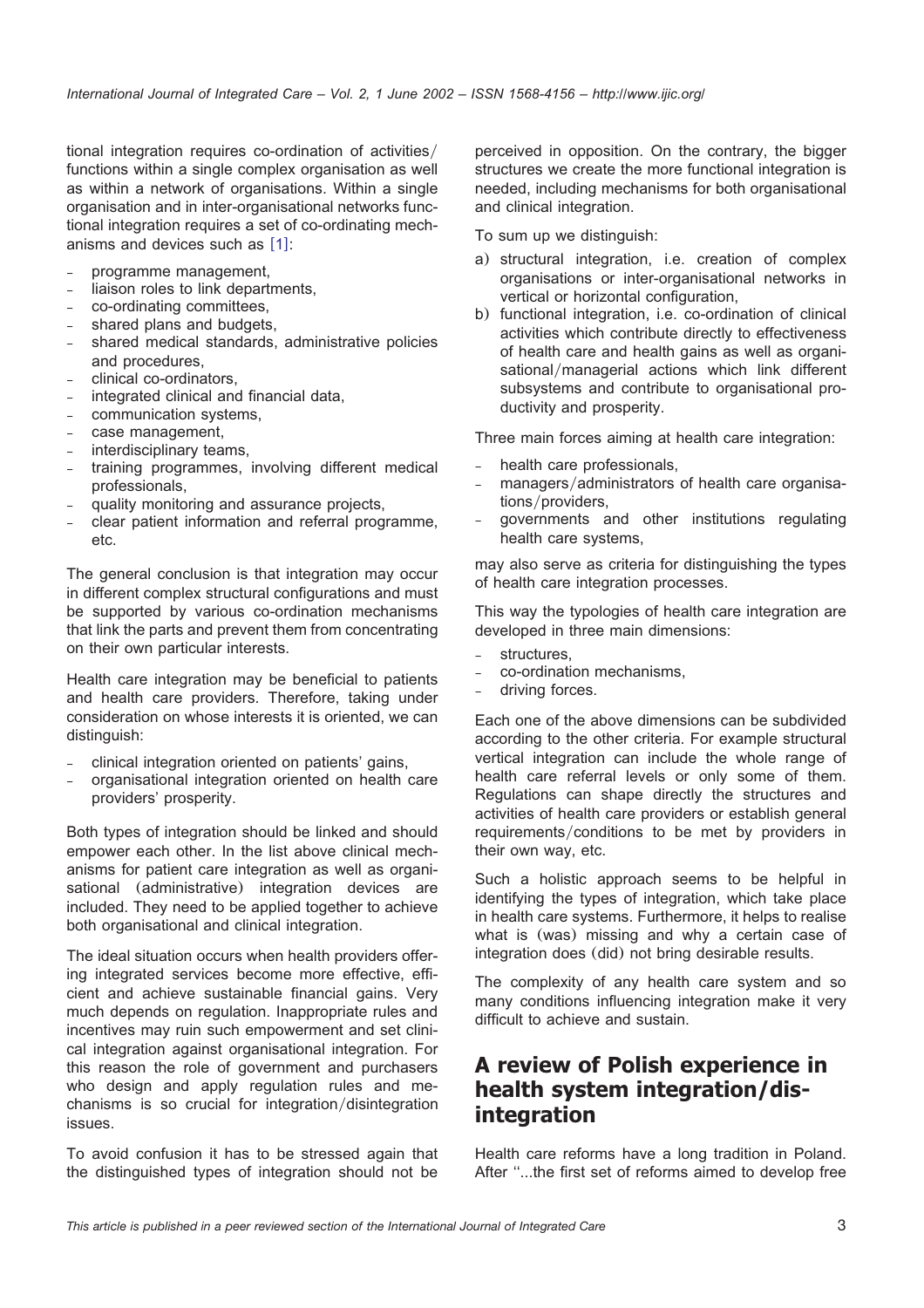tional integration requires co-ordination of activities/functions within a single complex organisation as well as within a network of organisations. Within a single organisation and in inter-organisational networks functional integration requires a set of co-ordinating mechanisms and devices such as [1]:

- programme management,
- liaison roles to link departments,
- co-ordinating committees,
- shared plans and budgets,
- shared medical standards, administrative policies and procedures,
- clinical co-ordinators,
- integrated clinical and financial data,
- communication systems,
- case management,
- interdisciplinary teams,
- training programmes, involving different medical professionals,
- quality monitoring and assurance projects,
- clear patient information and referral programme, etc.

The general conclusion is that integration may occur in different complex structural configurations and must be supported by various co-ordination mechanisms that link the parts and prevent them from concentrating on their own particular interests.

Health care integration may be beneficial to patients and health care providers. Therefore, taking under consideration on whose interests it is oriented, we can distinguish:

- clinical integration oriented on patients' gains,
- organisational integration oriented on health care providers' prosperity.

Both types of integration should be linked and should empower each other. In the list above clinical mechanisms for patient care integration as well as organisational (administrative) integration devices are included. They need to be applied together to achieve both organisational and clinical integration.

The ideal situation occurs when health providers offering integrated services become more effective, efficient and achieve sustainable financial gains. Very much depends on regulation. Inappropriate rules and incentives may ruin such empowerment and set clinical integration against organisational integration. For this reason the role of government and purchasers who design and apply regulation rules and mechanisms is so crucial for integration/disintegration issues.

To avoid confusion it has to be stressed again that the distinguished types of integration should not be perceived in opposition. On the contrary, the bigger structures we create the more functional integration is needed, including mechanisms for both organisational and clinical integration.

To sum up we distinguish:

a) structural integration, i.e. creation of complex organisations or inter-organisational networks in vertical or horizontal configuration,
b) functional integration, i.e. co-ordination of clinical activities which contribute directly to effectiveness of health care and health gains as well as organisational/managerial actions which link different subsystems and contribute to organisational productivity and prosperity.

Three main forces aiming at health care integration:

- health care professionals,
- managers/administrators of health care organisations/providers,
- governments and other institutions regulating health care systems,

may also serve as criteria for distinguishing the types of health care integration processes.

This way the typologies of health care integration are developed in three main dimensions:

- structures,
- co-ordination mechanisms,
- driving forces.

Each one of the above dimensions can be subdivided according to the other criteria. For example structural vertical integration can include the whole range of health care referral levels or only some of them. Regulations can shape directly the structures and activities of health care providers or establish general requirements/conditions to be met by providers in their own way, etc.

Such a holistic approach seems to be helpful in identifying the types of integration, which take place in health care systems. Furthermore, it helps to realise what is (was) missing and why a certain case of integration does (did) not bring desirable results.

The complexity of any health care system and so many conditions influencing integration make it very difficult to achieve and sustain.

## A review of Polish experience in health system integration/disintegration

Health care reforms have a long tradition in Poland. After "...the first set of reforms aimed to develop free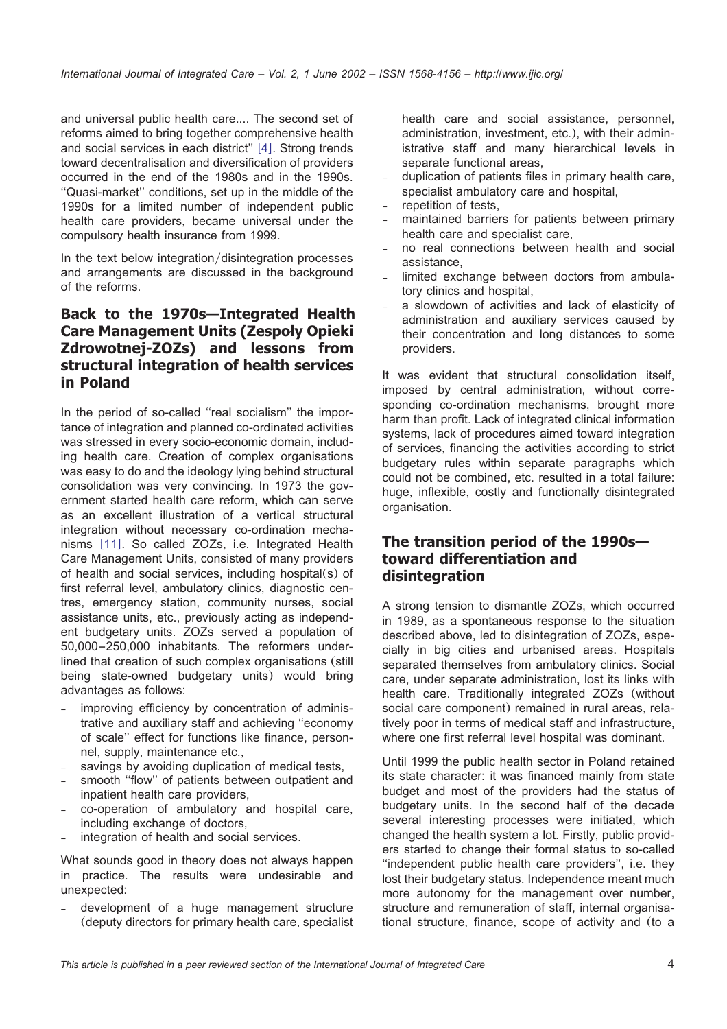and universal public health care.... The second set of reforms aimed to bring together comprehensive health and social services in each district'' [4]. Strong trends toward decentralisation and diversification of providers occurred in the end of the 1980s and in the 1990s. ''Quasi-market'' conditions, set up in the middle of the 1990s for a limited number of independent public health care providers, became universal under the compulsory health insurance from 1999.

In the text below integration/disintegration processes and arrangements are discussed in the background of the reforms.

## Back to the 1970s—Integrated Health Care Management Units (Zespoły Opieki Zdrowotnej-ZOZs) and lessons from structural integration of health services in Poland

In the period of so-called ''real socialism'' the importance of integration and planned co-ordinated activities was stressed in every socio-economic domain, including health care. Creation of complex organisations was easy to do and the ideology lying behind structural consolidation was very convincing. In 1973 the government started health care reform, which can serve as an excellent illustration of a vertical structural integration without necessary co-ordination mechanisms [11]. So called ZOZs, i.e. Integrated Health Care Management Units, consisted of many providers of health and social services, including hospital(s) of first referral level, ambulatory clinics, diagnostic centres, emergency station, community nurses, social assistance units, etc., previously acting as independent budgetary units. ZOZs served a population of 50,000–250,000 inhabitants. The reformers underlined that creation of such complex organisations (still being state-owned budgetary units) would bring advantages as follows:

- improving efficiency by concentration of administrative and auxiliary staff and achieving ''economy of scale'' effect for functions like finance, personnel, supply, maintenance etc.,
- savings by avoiding duplication of medical tests,
- smooth ''flow'' of patients between outpatient and inpatient health care providers,
- co-operation of ambulatory and hospital care, including exchange of doctors,
- integration of health and social services.

What sounds good in theory does not always happen in practice. The results were undesirable and unexpected:

- development of a huge management structure (deputy directors for primary health care, specialist health care and social assistance, personnel, administration, investment, etc.), with their administrative staff and many hierarchical levels in separate functional areas,
- duplication of patients files in primary health care, specialist ambulatory care and hospital,
- repetition of tests,
- maintained barriers for patients between primary health care and specialist care,
- no real connections between health and social assistance,
- limited exchange between doctors from ambulatory clinics and hospital,
- a slowdown of activities and lack of elasticity of administration and auxiliary services caused by their concentration and long distances to some providers.

It was evident that structural consolidation itself, imposed by central administration, without corresponding co-ordination mechanisms, brought more harm than profit. Lack of integrated clinical information systems, lack of procedures aimed toward integration of services, financing the activities according to strict budgetary rules within separate paragraphs which could not be combined, etc. resulted in a total failure: huge, inflexible, costly and functionally disintegrated organisation.

## The transition period of the 1990s—toward differentiation and disintegration

A strong tension to dismantle ZOZs, which occurred in 1989, as a spontaneous response to the situation described above, led to disintegration of ZOZs, especially in big cities and urbanised areas. Hospitals separated themselves from ambulatory clinics. Social care, under separate administration, lost its links with health care. Traditionally integrated ZOZs (without social care component) remained in rural areas, relatively poor in terms of medical staff and infrastructure, where one first referral level hospital was dominant.

Until 1999 the public health sector in Poland retained its state character: it was financed mainly from state budget and most of the providers had the status of budgetary units. In the second half of the decade several interesting processes were initiated, which changed the health system a lot. Firstly, public providers started to change their formal status to so-called ''independent public health care providers'', i.e. they lost their budgetary status. Independence meant much more autonomy for the management over number, structure and remuneration of staff, internal organisational structure, finance, scope of activity and (to a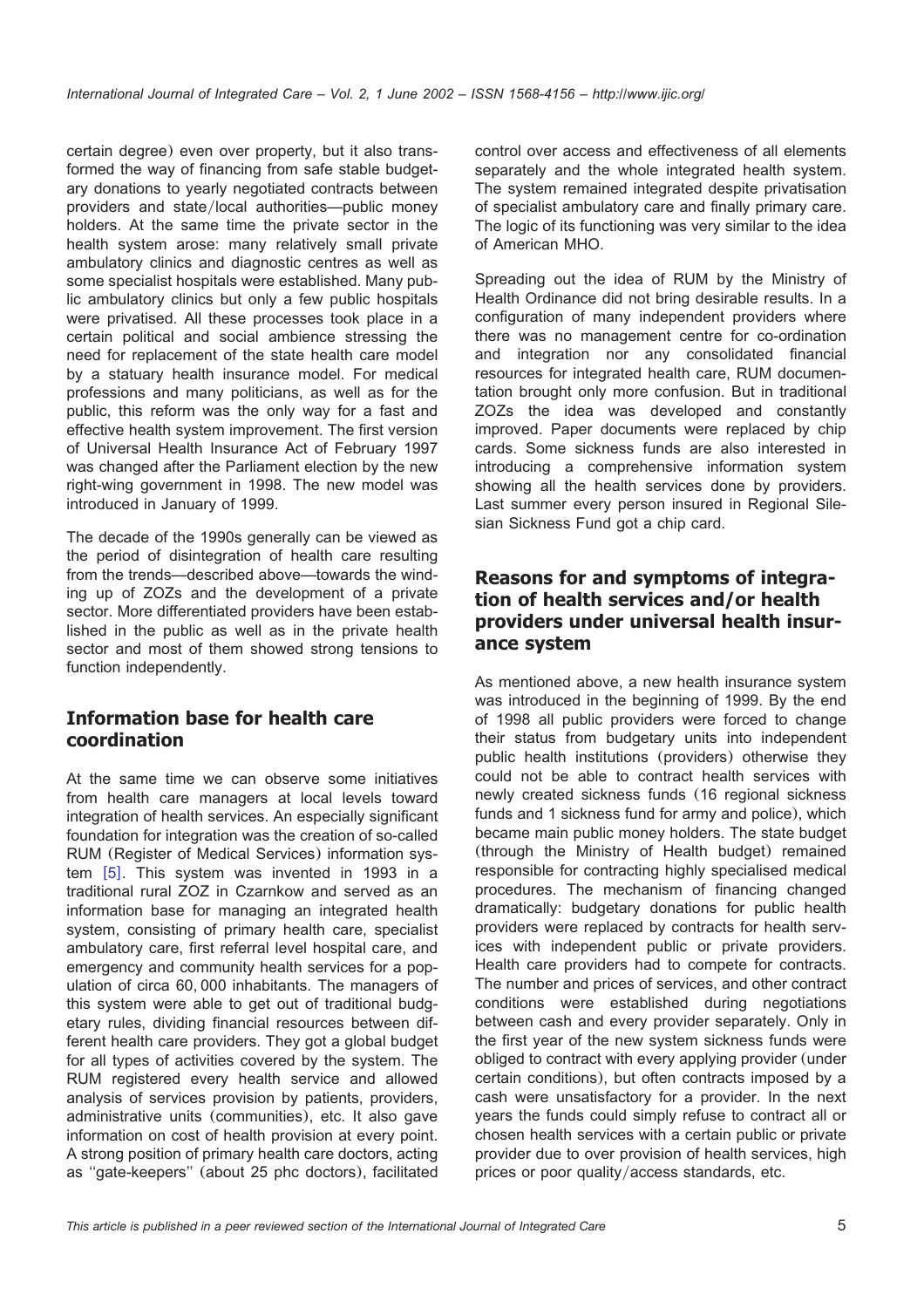certain degree) even over property, but it also transformed the way of financing from safe stable budgetary donations to yearly negotiated contracts between providers and state/local authorities—public money holders. At the same time the private sector in the health system arose: many relatively small private ambulatory clinics and diagnostic centres as well as some specialist hospitals were established. Many public ambulatory clinics but only a few public hospitals were privatised. All these processes took place in a certain political and social ambience stressing the need for replacement of the state health care model by a statuary health insurance model. For medical professions and many politicians, as well as for the public, this reform was the only way for a fast and effective health system improvement. The first version of Universal Health Insurance Act of February 1997 was changed after the Parliament election by the new right-wing government in 1998. The new model was introduced in January of 1999.

The decade of the 1990s generally can be viewed as the period of disintegration of health care resulting from the trends—described above—towards the winding up of ZOZs and the development of a private sector. More differentiated providers have been established in the public as well as in the private health sector and most of them showed strong tensions to function independently.

## Information base for health care coordination

At the same time we can observe some initiatives from health care managers at local levels toward integration of health services. An especially significant foundation for integration was the creation of so-called RUM (Register of Medical Services) information system [5]. This system was invented in 1993 in a traditional rural ZOZ in Czarnkow and served as an information base for managing an integrated health system, consisting of primary health care, specialist ambulatory care, first referral level hospital care, and emergency and community health services for a population of circa 60, 000 inhabitants. The managers of this system were able to get out of traditional budgetary rules, dividing financial resources between different health care providers. They got a global budget for all types of activities covered by the system. The RUM registered every health service and allowed analysis of services provision by patients, providers, administrative units (communities), etc. It also gave information on cost of health provision at every point. A strong position of primary health care doctors, acting as ''gate-keepers'' (about 25 phc doctors), facilitated control over access and effectiveness of all elements separately and the whole integrated health system. The system remained integrated despite privatisation of specialist ambulatory care and finally primary care. The logic of its functioning was very similar to the idea of American MHO.

Spreading out the idea of RUM by the Ministry of Health Ordinance did not bring desirable results. In a configuration of many independent providers where there was no management centre for co-ordination and integration nor any consolidated financial resources for integrated health care, RUM documentation brought only more confusion. But in traditional ZOZs the idea was developed and constantly improved. Paper documents were replaced by chip cards. Some sickness funds are also interested in introducing a comprehensive information system showing all the health services done by providers. Last summer every person insured in Regional Silesian Sickness Fund got a chip card.

## Reasons for and symptoms of integration of health services and/or health providers under universal health insurance system

As mentioned above, a new health insurance system was introduced in the beginning of 1999. By the end of 1998 all public providers were forced to change their status from budgetary units into independent public health institutions (providers) otherwise they could not be able to contract health services with newly created sickness funds (16 regional sickness funds and 1 sickness fund for army and police), which became main public money holders. The state budget (through the Ministry of Health budget) remained responsible for contracting highly specialised medical procedures. The mechanism of financing changed dramatically: budgetary donations for public health providers were replaced by contracts for health services with independent public or private providers. Health care providers had to compete for contracts. The number and prices of services, and other contract conditions were established during negotiations between cash and every provider separately. Only in the first year of the new system sickness funds were obliged to contract with every applying provider (under certain conditions), but often contracts imposed by a cash were unsatisfactory for a provider. In the next years the funds could simply refuse to contract all or chosen health services with a certain public or private provider due to over provision of health services, high prices or poor quality/access standards, etc.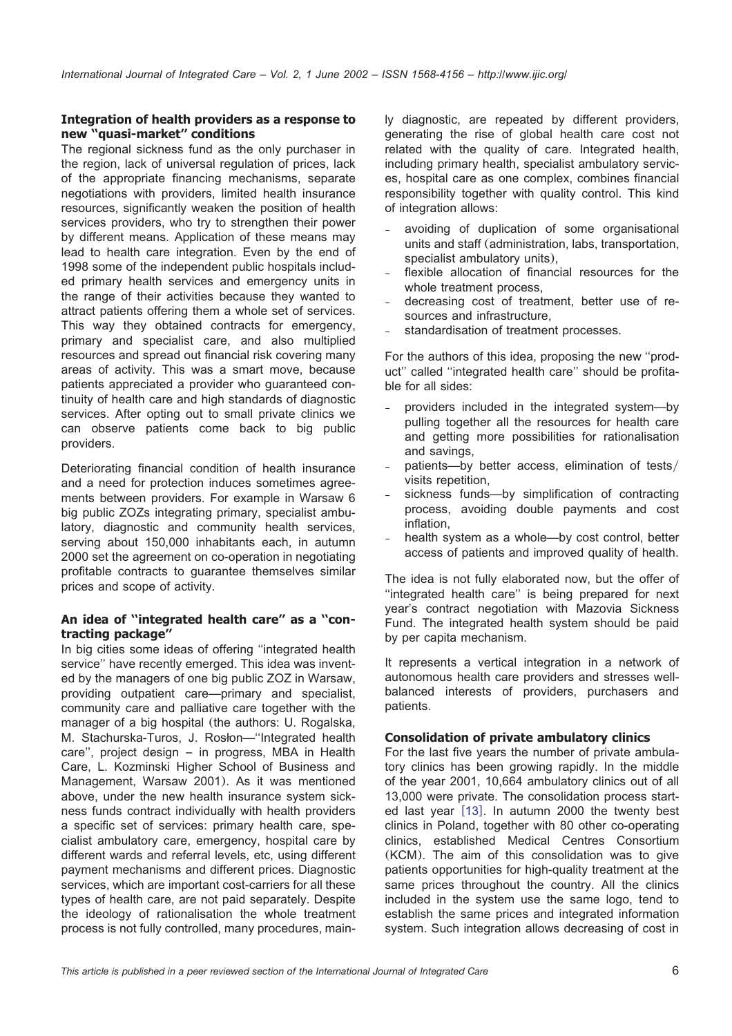### Integration of health providers as a response to new "quasi-market" conditions

The regional sickness fund as the only purchaser in the region, lack of universal regulation of prices, lack of the appropriate financing mechanisms, separate negotiations with providers, limited health insurance resources, significantly weaken the position of health services providers, who try to strengthen their power by different means. Application of these means may lead to health care integration. Even by the end of 1998 some of the independent public hospitals included primary health services and emergency units in the range of their activities because they wanted to attract patients offering them a whole set of services. This way they obtained contracts for emergency, primary and specialist care, and also multiplied resources and spread out financial risk covering many areas of activity. This was a smart move, because patients appreciated a provider who guaranteed continuity of health care and high standards of diagnostic services. After opting out to small private clinics we can observe patients come back to big public providers.

Deteriorating financial condition of health insurance and a need for protection induces sometimes agreements between providers. For example in Warsaw 6 big public ZOZs integrating primary, specialist ambulatory, diagnostic and community health services, serving about 150,000 inhabitants each, in autumn 2000 set the agreement on co-operation in negotiating profitable contracts to guarantee themselves similar prices and scope of activity.

### An idea of "integrated health care" as a "contracting package"

In big cities some ideas of offering "integrated health service" have recently emerged. This idea was invented by the managers of one big public ZOZ in Warsaw, providing outpatient care—primary and specialist, community care and palliative care together with the manager of a big hospital (the authors: U. Rogalska, M. Stachurska-Turos, J. Rosłon—"Integrated health care", project design – in progress, MBA in Health Care, L. Kozminski Higher School of Business and Management, Warsaw 2001). As it was mentioned above, under the new health insurance system sickness funds contract individually with health providers a specific set of services: primary health care, specialist ambulatory care, emergency, hospital care by different wards and referral levels, etc, using different payment mechanisms and different prices. Diagnostic services, which are important cost-carriers for all these types of health care, are not paid separately. Despite the ideology of rationalisation the whole treatment process is not fully controlled, many procedures, mainly diagnostic, are repeated by different providers, generating the rise of global health care cost not related with the quality of care. Integrated health, including primary health, specialist ambulatory services, hospital care as one complex, combines financial responsibility together with quality control. This kind of integration allows:

- avoiding of duplication of some organisational units and staff (administration, labs, transportation, specialist ambulatory units),
- flexible allocation of financial resources for the whole treatment process,
- decreasing cost of treatment, better use of resources and infrastructure,
- standardisation of treatment processes.

For the authors of this idea, proposing the new "product" called "integrated health care" should be profitable for all sides:

- providers included in the integrated system—by pulling together all the resources for health care and getting more possibilities for rationalisation and savings,
- patients—by better access, elimination of tests/visits repetition,
- sickness funds—by simplification of contracting process, avoiding double payments and cost inflation,
- health system as a whole—by cost control, better access of patients and improved quality of health.

The idea is not fully elaborated now, but the offer of "integrated health care" is being prepared for next year's contract negotiation with Mazovia Sickness Fund. The integrated health system should be paid by per capita mechanism.

It represents a vertical integration in a network of autonomous health care providers and stresses well-balanced interests of providers, purchasers and patients.

### Consolidation of private ambulatory clinics

For the last five years the number of private ambulatory clinics has been growing rapidly. In the middle of the year 2001, 10,664 ambulatory clinics out of all 13,000 were private. The consolidation process started last year [13]. In autumn 2000 the twenty best clinics in Poland, together with 80 other co-operating clinics, established Medical Centres Consortium (KCM). The aim of this consolidation was to give patients opportunities for high-quality treatment at the same prices throughout the country. All the clinics included in the system use the same logo, tend to establish the same prices and integrated information system. Such integration allows decreasing of cost in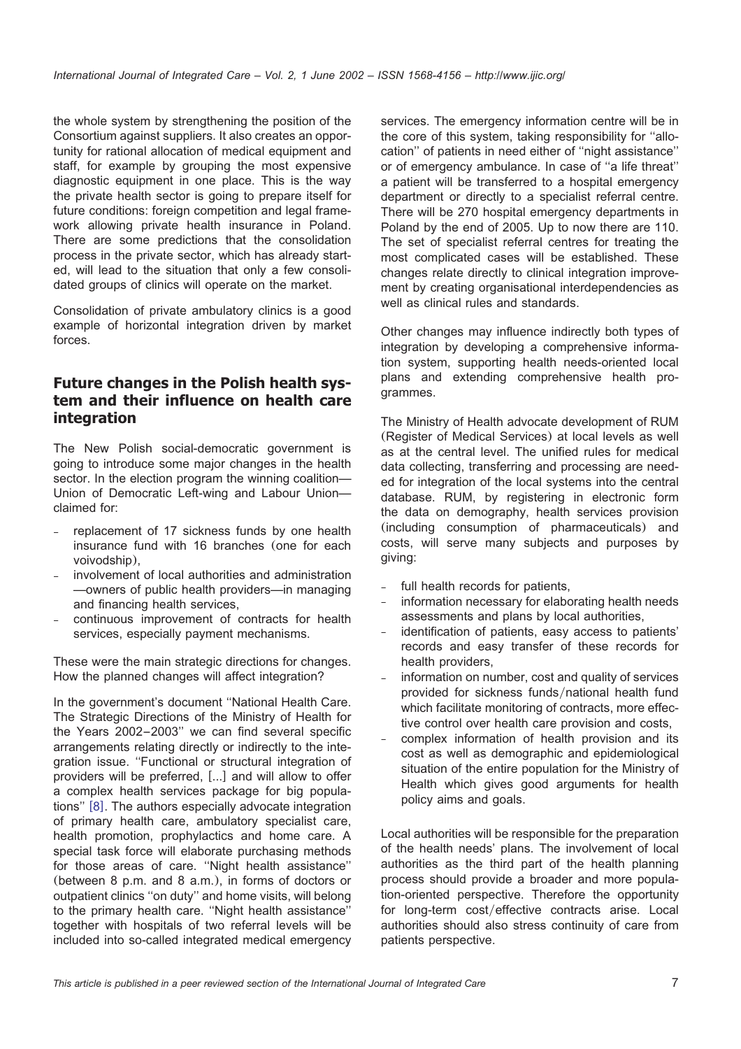the whole system by strengthening the position of the Consortium against suppliers. It also creates an opportunity for rational allocation of medical equipment and staff, for example by grouping the most expensive diagnostic equipment in one place. This is the way the private health sector is going to prepare itself for future conditions: foreign competition and legal framework allowing private health insurance in Poland. There are some predictions that the consolidation process in the private sector, which has already started, will lead to the situation that only a few consolidated groups of clinics will operate on the market.

Consolidation of private ambulatory clinics is a good example of horizontal integration driven by market forces.

## Future changes in the Polish health system and their influence on health care integration

The New Polish social-democratic government is going to introduce some major changes in the health sector. In the election program the winning coalition—Union of Democratic Left-wing and Labour Union—claimed for:

- replacement of 17 sickness funds by one health insurance fund with 16 branches (one for each voivodship),
- involvement of local authorities and administration—owners of public health providers—in managing and financing health services,
- continuous improvement of contracts for health services, especially payment mechanisms.

These were the main strategic directions for changes. How the planned changes will affect integration?

In the government's document ''National Health Care. The Strategic Directions of the Ministry of Health for the Years 2002–2003'' we can find several specific arrangements relating directly or indirectly to the integration issue. ''Functional or structural integration of providers will be preferred, [...] and will allow to offer a complex health services package for big populations'' [8]. The authors especially advocate integration of primary health care, ambulatory specialist care, health promotion, prophylactics and home care. A special task force will elaborate purchasing methods for those areas of care. ''Night health assistance'' (between 8 p.m. and 8 a.m.), in forms of doctors or outpatient clinics ''on duty'' and home visits, will belong to the primary health care. ''Night health assistance'' together with hospitals of two referral levels will be included into so-called integrated medical emergency services. The emergency information centre will be in the core of this system, taking responsibility for ''allocation'' of patients in need either of ''night assistance'' or of emergency ambulance. In case of ''a life threat'' a patient will be transferred to a hospital emergency department or directly to a specialist referral centre. There will be 270 hospital emergency departments in Poland by the end of 2005. Up to now there are 110. The set of specialist referral centres for treating the most complicated cases will be established. These changes relate directly to clinical integration improvement by creating organisational interdependencies as well as clinical rules and standards.

Other changes may influence indirectly both types of integration by developing a comprehensive information system, supporting health needs-oriented local plans and extending comprehensive health programmes.

The Ministry of Health advocate development of RUM (Register of Medical Services) at local levels as well as at the central level. The unified rules for medical data collecting, transferring and processing are needed for integration of the local systems into the central database. RUM, by registering in electronic form the data on demography, health services provision (including consumption of pharmaceuticals) and costs, will serve many subjects and purposes by giving:

- full health records for patients,
- information necessary for elaborating health needs assessments and plans by local authorities,
- identification of patients, easy access to patients' records and easy transfer of these records for health providers,
- information on number, cost and quality of services provided for sickness funds/national health fund which facilitate monitoring of contracts, more effective control over health care provision and costs,
- complex information of health provision and its cost as well as demographic and epidemiological situation of the entire population for the Ministry of Health which gives good arguments for health policy aims and goals.

Local authorities will be responsible for the preparation of the health needs' plans. The involvement of local authorities as the third part of the health planning process should provide a broader and more population-oriented perspective. Therefore the opportunity for long-term cost/effective contracts arise. Local authorities should also stress continuity of care from patients perspective.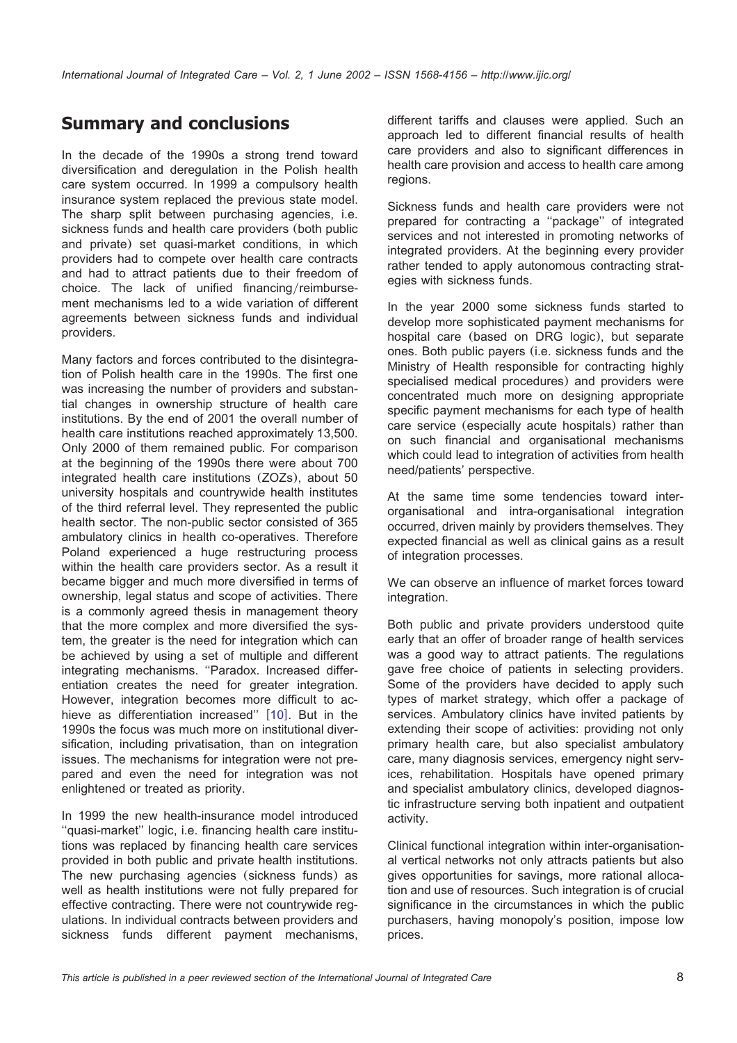## Summary and conclusions

In the decade of the 1990s a strong trend toward diversification and deregulation in the Polish health care system occurred. In 1999 a compulsory health insurance system replaced the previous state model. The sharp split between purchasing agencies, i.e. sickness funds and health care providers (both public and private) set quasi-market conditions, in which providers had to compete over health care contracts and had to attract patients due to their freedom of choice. The lack of unified financing/reimbursement mechanisms led to a wide variation of different agreements between sickness funds and individual providers.

Many factors and forces contributed to the disintegration of Polish health care in the 1990s. The first one was increasing the number of providers and substantial changes in ownership structure of health care institutions. By the end of 2001 the overall number of health care institutions reached approximately 13,500. Only 2000 of them remained public. For comparison at the beginning of the 1990s there were about 700 integrated health care institutions (ZOZs), about 50 university hospitals and countrywide health institutes of the third referral level. They represented the public health sector. The non-public sector consisted of 365 ambulatory clinics in health co-operatives. Therefore Poland experienced a huge restructuring process within the health care providers sector. As a result it became bigger and much more diversified in terms of ownership, legal status and scope of activities. There is a commonly agreed thesis in management theory that the more complex and more diversified the system, the greater is the need for integration which can be achieved by using a set of multiple and different integrating mechanisms. ''Paradox. Increased differentiation creates the need for greater integration. However, integration becomes more difficult to achieve as differentiation increased'' [10]. But in the 1990s the focus was much more on institutional diversification, including privatisation, than on integration issues. The mechanisms for integration were not prepared and even the need for integration was not enlightened or treated as priority.

In 1999 the new health-insurance model introduced ''quasi-market'' logic, i.e. financing health care institutions was replaced by financing health care services provided in both public and private health institutions. The new purchasing agencies (sickness funds) as well as health institutions were not fully prepared for effective contracting. There were not countrywide regulations. In individual contracts between providers and sickness funds different payment mechanisms, different tariffs and clauses were applied. Such an approach led to different financial results of health care providers and also to significant differences in health care provision and access to health care among regions.

Sickness funds and health care providers were not prepared for contracting a ''package'' of integrated services and not interested in promoting networks of integrated providers. At the beginning every provider rather tended to apply autonomous contracting strategies with sickness funds.

In the year 2000 some sickness funds started to develop more sophisticated payment mechanisms for hospital care (based on DRG logic), but separate ones. Both public payers (i.e. sickness funds and the Ministry of Health responsible for contracting highly specialised medical procedures) and providers were concentrated much more on designing appropriate specific payment mechanisms for each type of health care service (especially acute hospitals) rather than on such financial and organisational mechanisms which could lead to integration of activities from health need/patients' perspective.

At the same time some tendencies toward inter-organisational and intra-organisational integration occurred, driven mainly by providers themselves. They expected financial as well as clinical gains as a result of integration processes.

We can observe an influence of market forces toward integration.

Both public and private providers understood quite early that an offer of broader range of health services was a good way to attract patients. The regulations gave free choice of patients in selecting providers. Some of the providers have decided to apply such types of market strategy, which offer a package of services. Ambulatory clinics have invited patients by extending their scope of activities: providing not only primary health care, but also specialist ambulatory care, many diagnosis services, emergency night services, rehabilitation. Hospitals have opened primary and specialist ambulatory clinics, developed diagnostic infrastructure serving both inpatient and outpatient activity.

Clinical functional integration within inter-organisational vertical networks not only attracts patients but also gives opportunities for savings, more rational allocation and use of resources. Such integration is of crucial significance in the circumstances in which the public purchasers, having monopoly's position, impose low prices.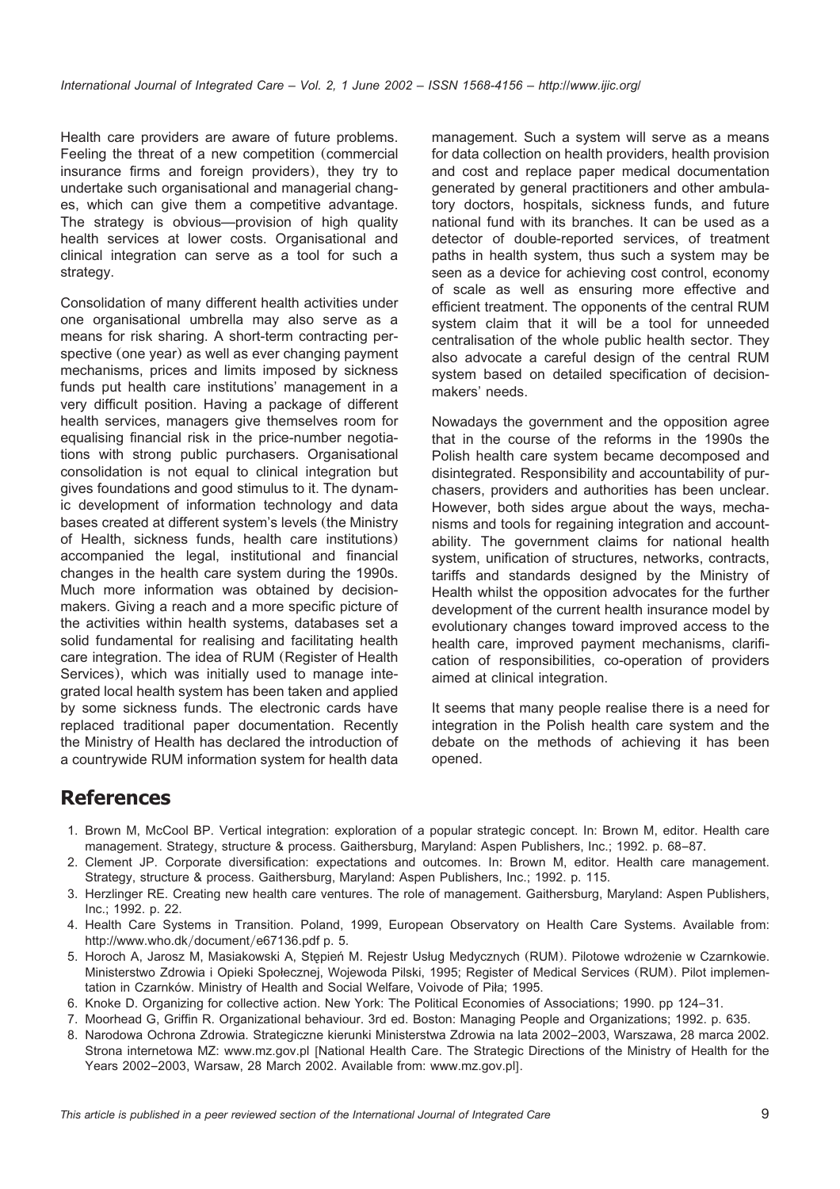Health care providers are aware of future problems. Feeling the threat of a new competition (commercial insurance firms and foreign providers), they try to undertake such organisational and managerial changes, which can give them a competitive advantage. The strategy is obvious—provision of high quality health services at lower costs. Organisational and clinical integration can serve as a tool for such a strategy.

Consolidation of many different health activities under one organisational umbrella may also serve as a means for risk sharing. A short-term contracting perspective (one year) as well as ever changing payment mechanisms, prices and limits imposed by sickness funds put health care institutions' management in a very difficult position. Having a package of different health services, managers give themselves room for equalising financial risk in the price-number negotiations with strong public purchasers. Organisational consolidation is not equal to clinical integration but gives foundations and good stimulus to it. The dynamic development of information technology and data bases created at different system's levels (the Ministry of Health, sickness funds, health care institutions) accompanied the legal, institutional and financial changes in the health care system during the 1990s. Much more information was obtained by decision-makers. Giving a reach and a more specific picture of the activities within health systems, databases set a solid fundamental for realising and facilitating health care integration. The idea of RUM (Register of Health Services), which was initially used to manage integrated local health system has been taken and applied by some sickness funds. The electronic cards have replaced traditional paper documentation. Recently the Ministry of Health has declared the introduction of a countrywide RUM information system for health data management. Such a system will serve as a means for data collection on health providers, health provision and cost and replace paper medical documentation generated by general practitioners and other ambulatory doctors, hospitals, sickness funds, and future national fund with its branches. It can be used as a detector of double-reported services, of treatment paths in health system, thus such a system may be seen as a device for achieving cost control, economy of scale as well as ensuring more effective and efficient treatment. The opponents of the central RUM system claim that it will be a tool for unneeded centralisation of the whole public health sector. They also advocate a careful design of the central RUM system based on detailed specification of decision-makers' needs.

Nowadays the government and the opposition agree that in the course of the reforms in the 1990s the Polish health care system became decomposed and disintegrated. Responsibility and accountability of purchasers, providers and authorities has been unclear. However, both sides argue about the ways, mechanisms and tools for regaining integration and accountability. The government claims for national health system, unification of structures, networks, contracts, tariffs and standards designed by the Ministry of Health whilst the opposition advocates for the further development of the current health insurance model by evolutionary changes toward improved access to the health care, improved payment mechanisms, clarification of responsibilities, co-operation of providers aimed at clinical integration.

It seems that many people realise there is a need for integration in the Polish health care system and the debate on the methods of achieving it has been opened.

## References

1. Brown M, McCool BP. Vertical integration: exploration of a popular strategic concept. In: Brown M, editor. Health care management. Strategy, structure & process. Gaithersburg, Maryland: Aspen Publishers, Inc.; 1992. p. 68–87.
2. Clement JP. Corporate diversification: expectations and outcomes. In: Brown M, editor. Health care management. Strategy, structure & process. Gaithersburg, Maryland: Aspen Publishers, Inc.; 1992. p. 115.
3. Herzlinger RE. Creating new health care ventures. The role of management. Gaithersburg, Maryland: Aspen Publishers, Inc.; 1992. p. 22.
4. Health Care Systems in Transition. Poland, 1999, European Observatory on Health Care Systems. Available from: http://www.who.dk/document/e67136.pdf p. 5.
5. Horoch A, Jarosz M, Masiakowski A, Stępień M. Rejestr Usług Medycznych (RUM). Pilotowe wdrożenie w Czarnkowie. Ministerstwo Zdrowia i Opieki Społecznej, Wojewoda Pilski, 1995; Register of Medical Services (RUM). Pilot implementation in Czarnków. Ministry of Health and Social Welfare, Voivode of Piła; 1995.
6. Knoke D. Organizing for collective action. New York: The Political Economies of Associations; 1990. pp 124–31.
7. Moorhead G, Griffin R. Organizational behaviour. 3rd ed. Boston: Managing People and Organizations; 1992. p. 635.
8. Narodowa Ochrona Zdrowia. Strategiczne kierunki Ministerstwa Zdrowia na lata 2002–2003, Warszawa, 28 marca 2002. Strona internetowa MZ: www.mz.gov.pl [National Health Care. The Strategic Directions of the Ministry of Health for the Years 2002–2003, Warsaw, 28 March 2002. Available from: www.mz.gov.pl].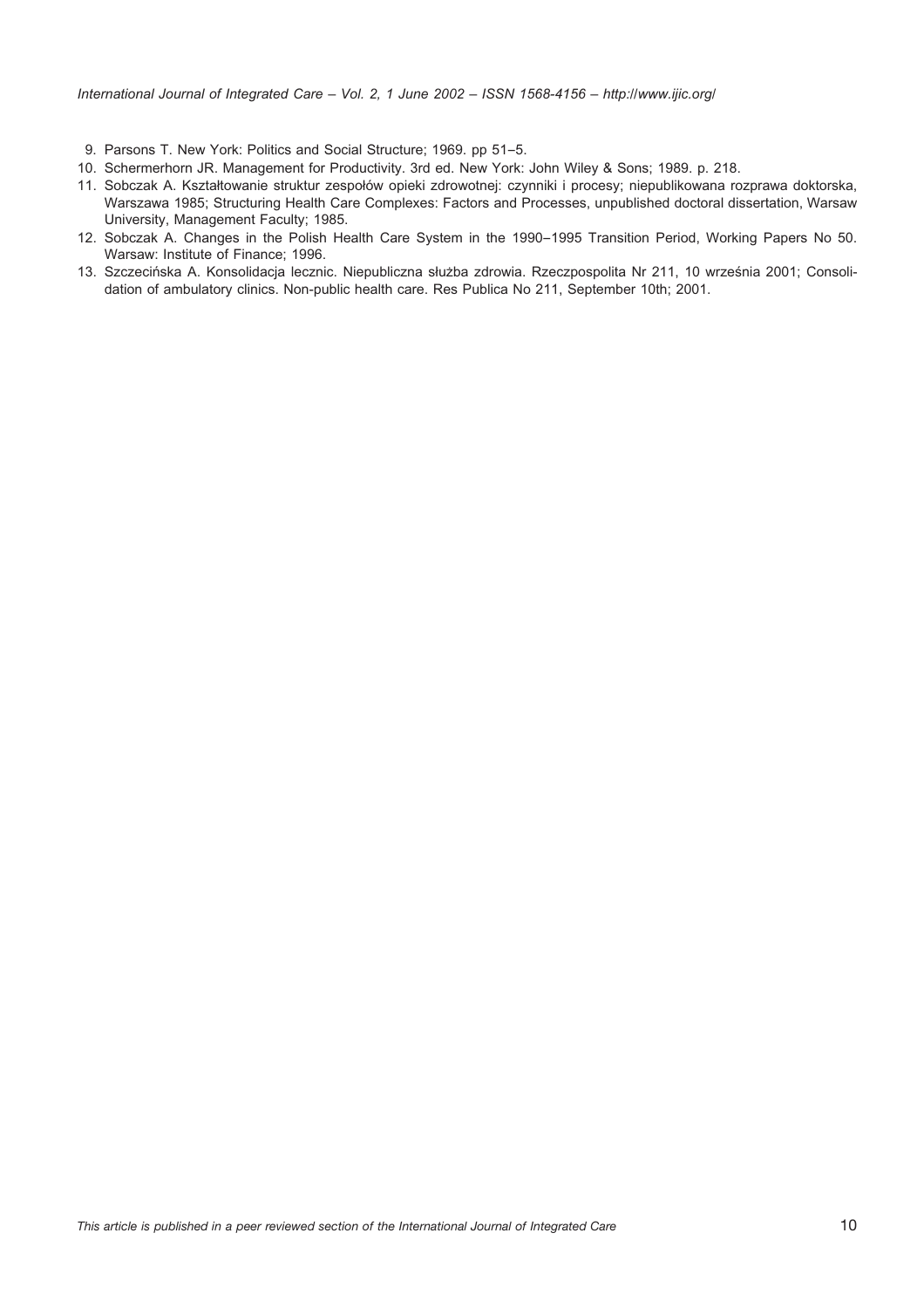9. Parsons T. New York: Politics and Social Structure; 1969. pp 51–5.
10. Schermerhorn JR. Management for Productivity. 3rd ed. New York: John Wiley & Sons; 1989. p. 218.
11. Sobczak A. Kształtowanie struktur zespołów opieki zdrowotnej: czynniki i procesy; niepublikowana rozprawa doktorska, Warszawa 1985; Structuring Health Care Complexes: Factors and Processes, unpublished doctoral dissertation, Warsaw University, Management Faculty; 1985.
12. Sobczak A. Changes in the Polish Health Care System in the 1990–1995 Transition Period, Working Papers No 50. Warsaw: Institute of Finance; 1996.
13. Szczecińska A. Konsolidacja lecznic. Niepubliczna służba zdrowia. Rzeczpospolita Nr 211, 10 września 2001; Consolidation of ambulatory clinics. Non-public health care. Res Publica No 211, September 10th; 2001.